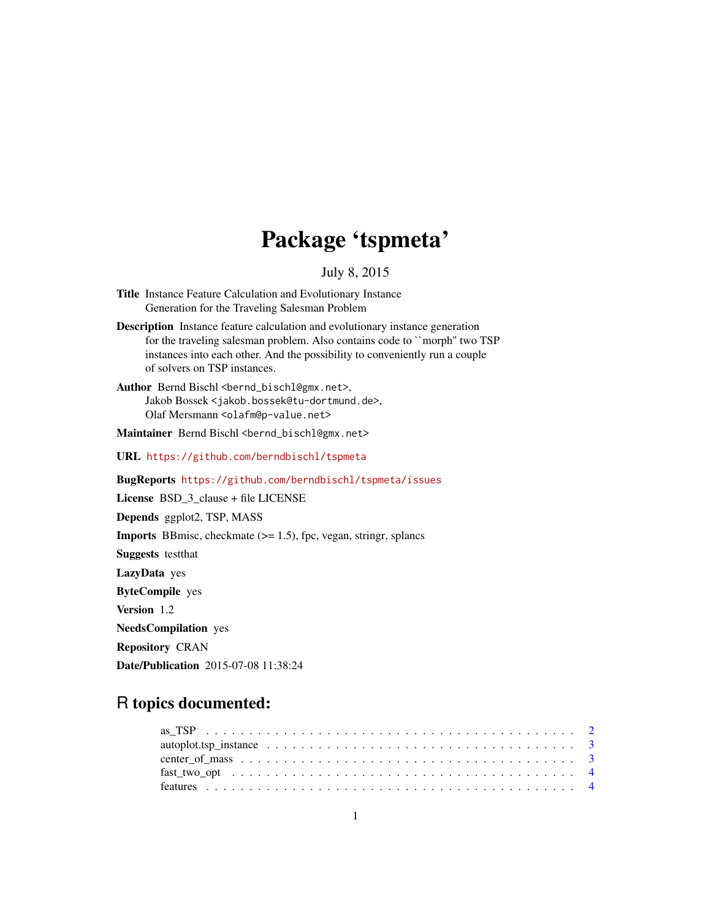# Package 'tspmeta'

July 8, 2015

**Title** Instance Feature Calculation and Evolutionary Instance Generation for the Traveling Salesman Problem

**Description** Instance feature calculation and evolutionary instance generation for the traveling salesman problem. Also contains code to ``morph'' two TSP instances into each other. And the possibility to conveniently run a couple of solvers on TSP instances.

**Author** Bernd Bischl <bernd_bischl@gmx.net>, Jakob Bossek <jakob.bossek@tu-dortmund.de>, Olaf Mersmann <olafm@p-value.net>

**Maintainer** Bernd Bischl <bernd_bischl@gmx.net>

**URL** https://github.com/berndbischl/tspmeta

**BugReports** https://github.com/berndbischl/tspmeta/issues

**License** BSD_3_clause + file LICENSE

**Depends** ggplot2, TSP, MASS

**Imports** BBmisc, checkmate (>= 1.5), fpc, vegan, stringr, splancs

**Suggests** testthat

**LazyData** yes

**ByteCompile** yes

**Version** 1.2

**NeedsCompilation** yes

**Repository** CRAN

**Date/Publication** 2015-07-08 11:38:24

## R topics documented:

| | |
|---|---|
| as_TSP | 2 |
| autoplot.tsp_instance | 3 |
| center_of_mass | 3 |
| fast_two_opt | 4 |
| features | 4 |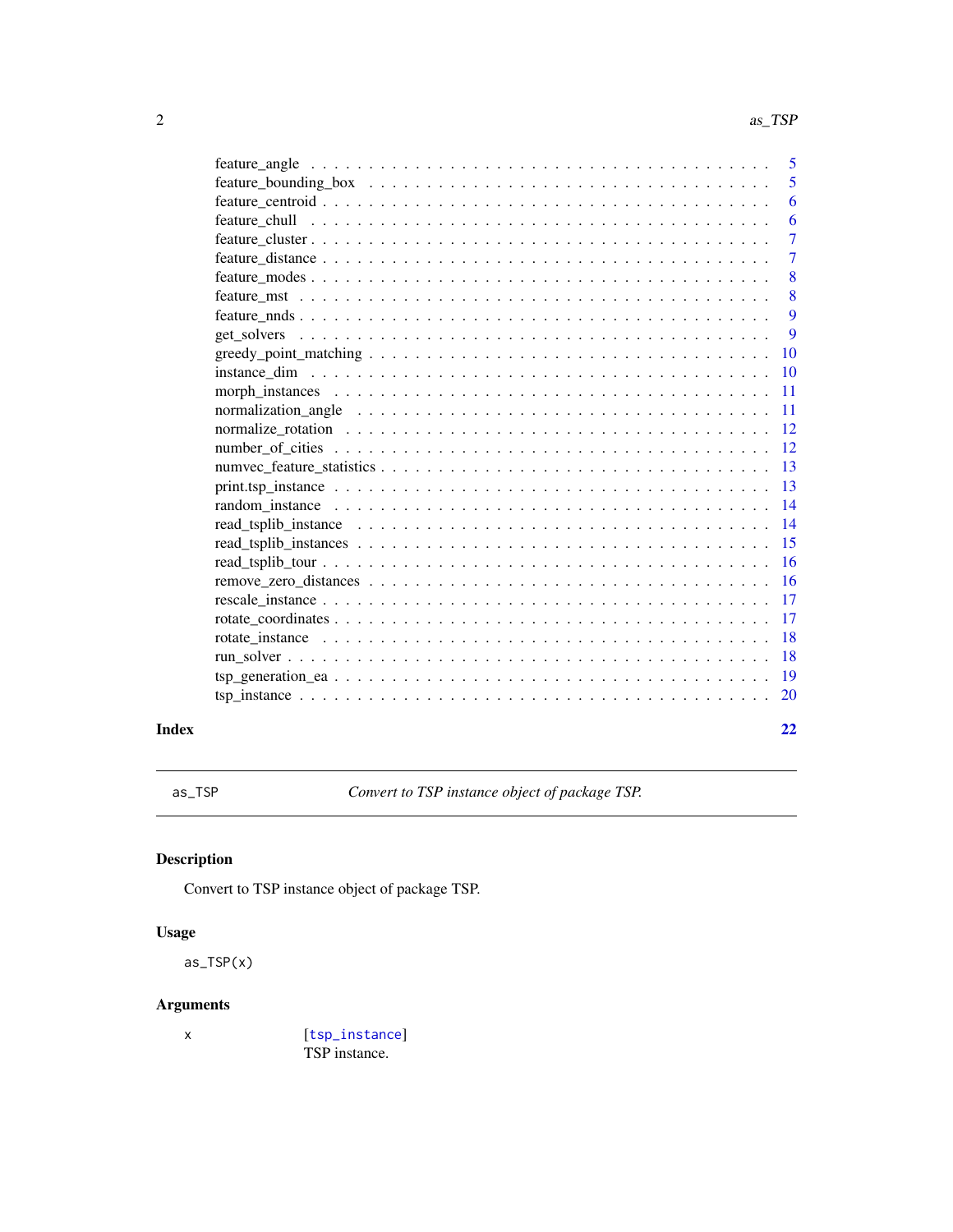feature_angle . . . . . . . . . . . . . . . . . . . . . . . . . . . . . . . . . . . . 5
feature_bounding_box . . . . . . . . . . . . . . . . . . . . . . . . . . . . . . . . . 5
feature_centroid . . . . . . . . . . . . . . . . . . . . . . . . . . . . . . . . . . . 6
feature_chull . . . . . . . . . . . . . . . . . . . . . . . . . . . . . . . . . . . . 6
feature_cluster . . . . . . . . . . . . . . . . . . . . . . . . . . . . . . . . . . . 7
feature_distance . . . . . . . . . . . . . . . . . . . . . . . . . . . . . . . . . . 7
feature_modes . . . . . . . . . . . . . . . . . . . . . . . . . . . . . . . . . . . 8
feature_mst . . . . . . . . . . . . . . . . . . . . . . . . . . . . . . . . . . . . 8
feature_nnds . . . . . . . . . . . . . . . . . . . . . . . . . . . . . . . . . . . . 9
get_solvers . . . . . . . . . . . . . . . . . . . . . . . . . . . . . . . . . . . . 9
greedy_point_matching . . . . . . . . . . . . . . . . . . . . . . . . . . . . . . . 10
instance_dim . . . . . . . . . . . . . . . . . . . . . . . . . . . . . . . . . . . 10
morph_instances . . . . . . . . . . . . . . . . . . . . . . . . . . . . . . . . . . 11
normalization_angle . . . . . . . . . . . . . . . . . . . . . . . . . . . . . . . . 11
normalize_rotation . . . . . . . . . . . . . . . . . . . . . . . . . . . . . . . . 12
number_of_cities . . . . . . . . . . . . . . . . . . . . . . . . . . . . . . . . . . 12
numvec_feature_statistics . . . . . . . . . . . . . . . . . . . . . . . . . . . . . 13
print.tsp_instance . . . . . . . . . . . . . . . . . . . . . . . . . . . . . . . . . 13
random_instance . . . . . . . . . . . . . . . . . . . . . . . . . . . . . . . . . . 14
read_tsplib_instance . . . . . . . . . . . . . . . . . . . . . . . . . . . . . . . . 14
read_tsplib_instances . . . . . . . . . . . . . . . . . . . . . . . . . . . . . . . 15
read_tsplib_tour . . . . . . . . . . . . . . . . . . . . . . . . . . . . . . . . . . 16
remove_zero_distances . . . . . . . . . . . . . . . . . . . . . . . . . . . . . . . 16
rescale_instance . . . . . . . . . . . . . . . . . . . . . . . . . . . . . . . . . . 17
rotate_coordinates . . . . . . . . . . . . . . . . . . . . . . . . . . . . . . . . . 17
rotate_instance . . . . . . . . . . . . . . . . . . . . . . . . . . . . . . . . . . 18
run_solver . . . . . . . . . . . . . . . . . . . . . . . . . . . . . . . . . . . . . 18
tsp_generation_ea . . . . . . . . . . . . . . . . . . . . . . . . . . . . . . . . . 19
tsp_instance . . . . . . . . . . . . . . . . . . . . . . . . . . . . . . . . . . . . 20

**Index** **22**

---

`as_TSP` *Convert to TSP instance object of package TSP.*

---

### Description

Convert to TSP instance object of package TSP.

### Usage

```
as_TSP(x)
```

### Arguments

| | |
|---|---|
| x | [`tsp_instance`] TSP instance. |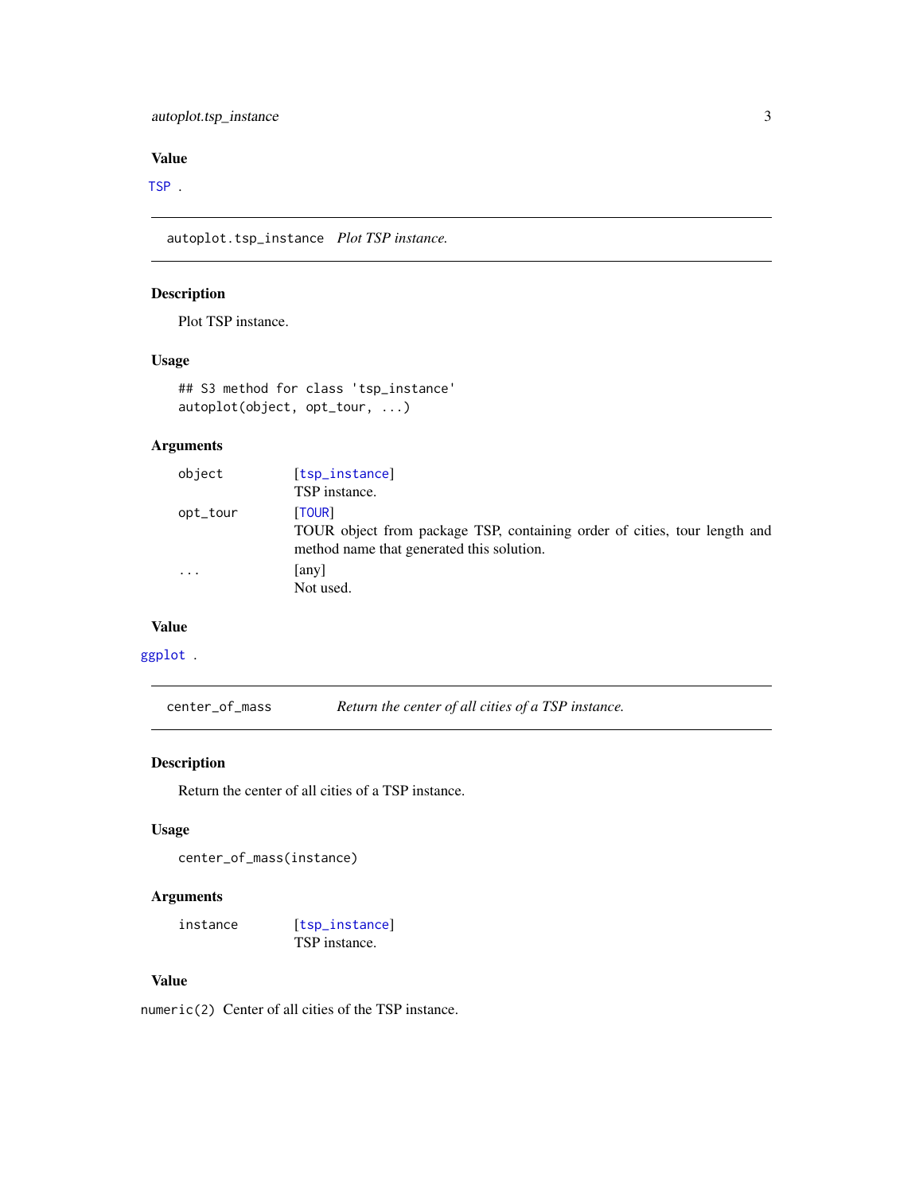### Value

TSP .

## autoplot.tsp_instance *Plot TSP instance.*

### Description

Plot TSP instance.

### Usage

```
## S3 method for class 'tsp_instance'
autoplot(object, opt_tour, ...)
```

### Arguments

| | |
|---|---|
| object | [tsp_instance] TSP instance. |
| opt_tour | [TOUR] TOUR object from package TSP, containing order of cities, tour length and method name that generated this solution. |
| ... | [any] Not used. |

### Value

ggplot .

## center_of_mass *Return the center of all cities of a TSP instance.*

### Description

Return the center of all cities of a TSP instance.

### Usage

```
center_of_mass(instance)
```

### Arguments

| | |
|---|---|
| instance | [tsp_instance] TSP instance. |

### Value

`numeric(2)` Center of all cities of the TSP instance.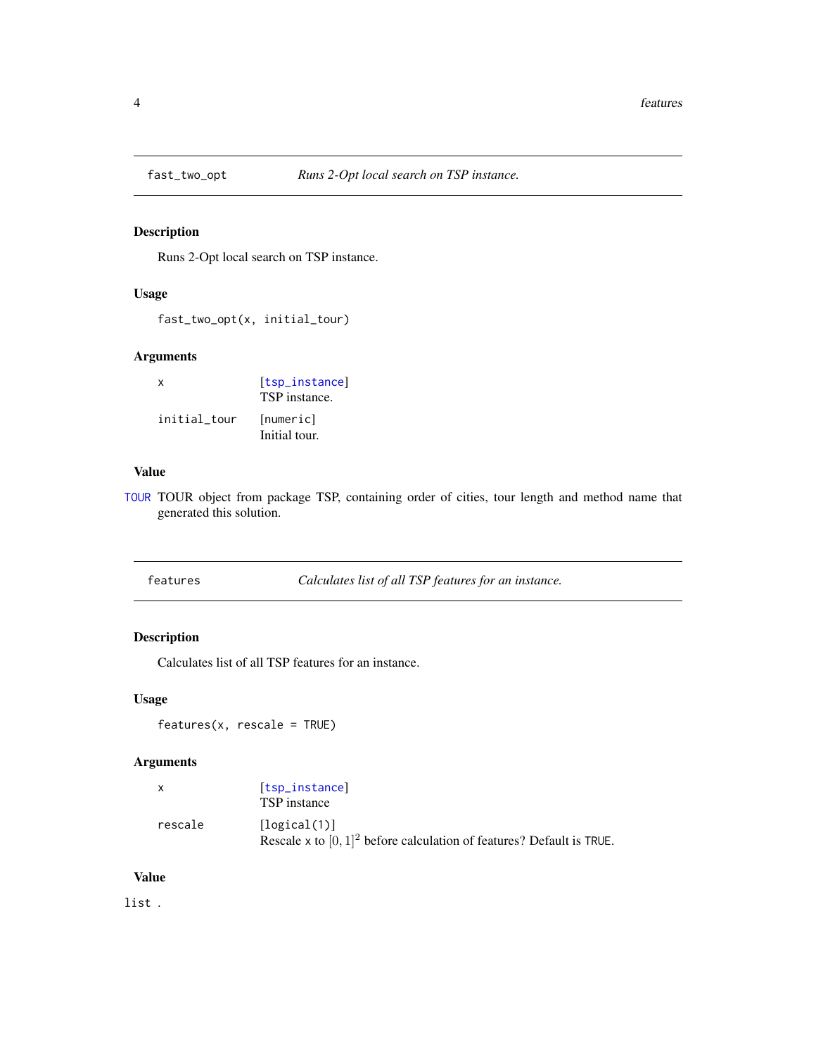## fast_two_opt — *Runs 2-Opt local search on TSP instance.*

### Description

Runs 2-Opt local search on TSP instance.

### Usage

```
fast_two_opt(x, initial_tour)
```

### Arguments

| | |
|---|---|
| `x` | [tsp_instance] TSP instance. |
| `initial_tour` | [numeric] Initial tour. |

### Value

TOUR TOUR object from package TSP, containing order of cities, tour length and method name that generated this solution.

## features — *Calculates list of all TSP features for an instance.*

### Description

Calculates list of all TSP features for an instance.

### Usage

```
features(x, rescale = TRUE)
```

### Arguments

| | |
|---|---|
| `x` | [tsp_instance] TSP instance |
| `rescale` | [logical(1)] Rescale x to $[0, 1]^2$ before calculation of features? Default is TRUE. |

### Value

list .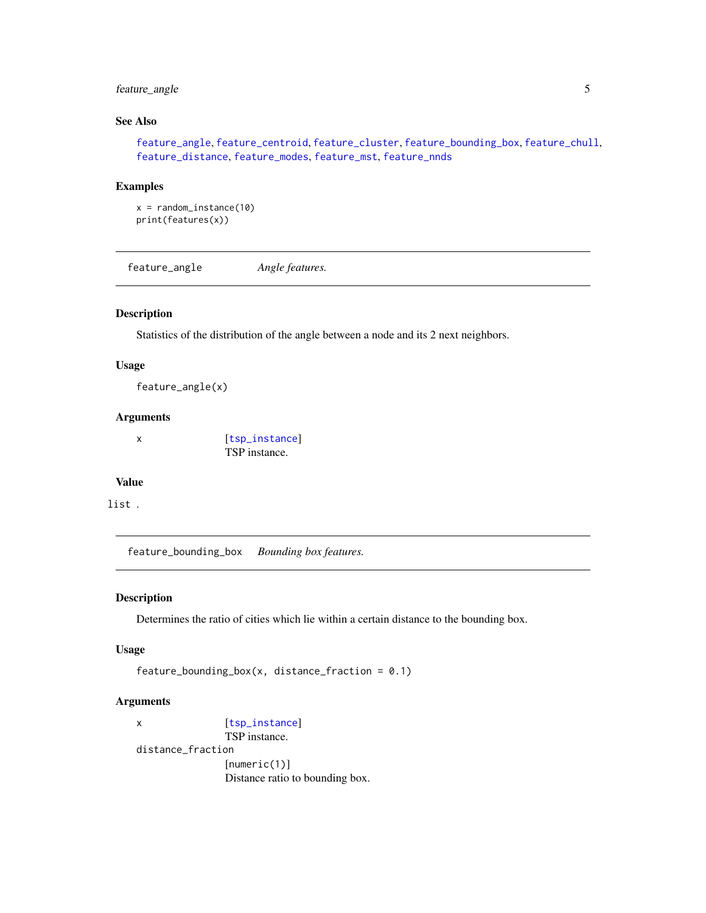### See Also

feature_angle, feature_centroid, feature_cluster, feature_bounding_box, feature_chull, feature_distance, feature_modes, feature_mst, feature_nnds

### Examples

```
x = random_instance(10)
print(features(x))
```

---

## feature_angle — *Angle features.*

### Description

Statistics of the distribution of the angle between a node and its 2 next neighbors.

### Usage

```
feature_angle(x)
```

### Arguments

| | |
|---|---|
| x | [tsp_instance] TSP instance. |

### Value

list .

---

## feature_bounding_box — *Bounding box features.*

### Description

Determines the ratio of cities which lie within a certain distance to the bounding box.

### Usage

```
feature_bounding_box(x, distance_fraction = 0.1)
```

### Arguments

| | |
|---|---|
| x | [tsp_instance] TSP instance. |
| distance_fraction | [numeric(1)] Distance ratio to bounding box. |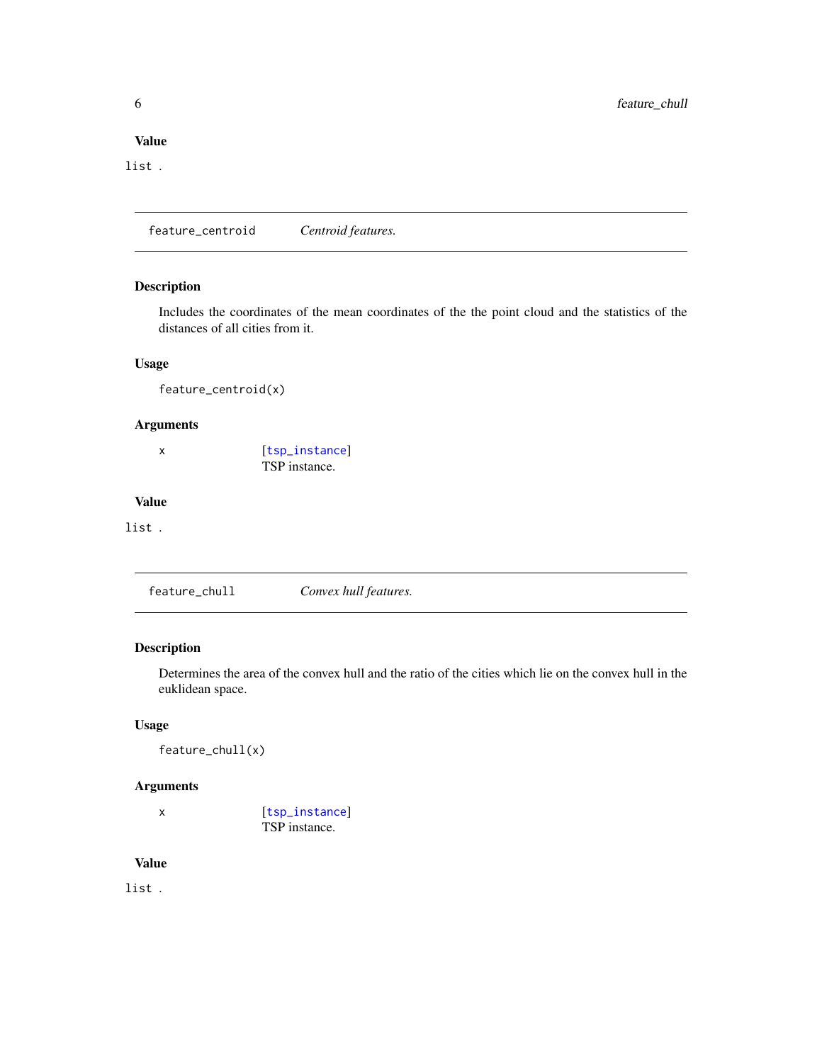### Value

`list` .

---

`feature_centroid` *Centroid features.*

---

### Description

Includes the coordinates of the mean coordinates of the the point cloud and the statistics of the distances of all cities from it.

### Usage

```
feature_centroid(x)
```

### Arguments

| | |
|---|---|
| x | [`tsp_instance`] TSP instance. |

### Value

`list` .

---

`feature_chull` *Convex hull features.*

---

### Description

Determines the area of the convex hull and the ratio of the cities which lie on the convex hull in the euklidean space.

### Usage

```
feature_chull(x)
```

### Arguments

| | |
|---|---|
| x | [`tsp_instance`] TSP instance. |

### Value

`list` .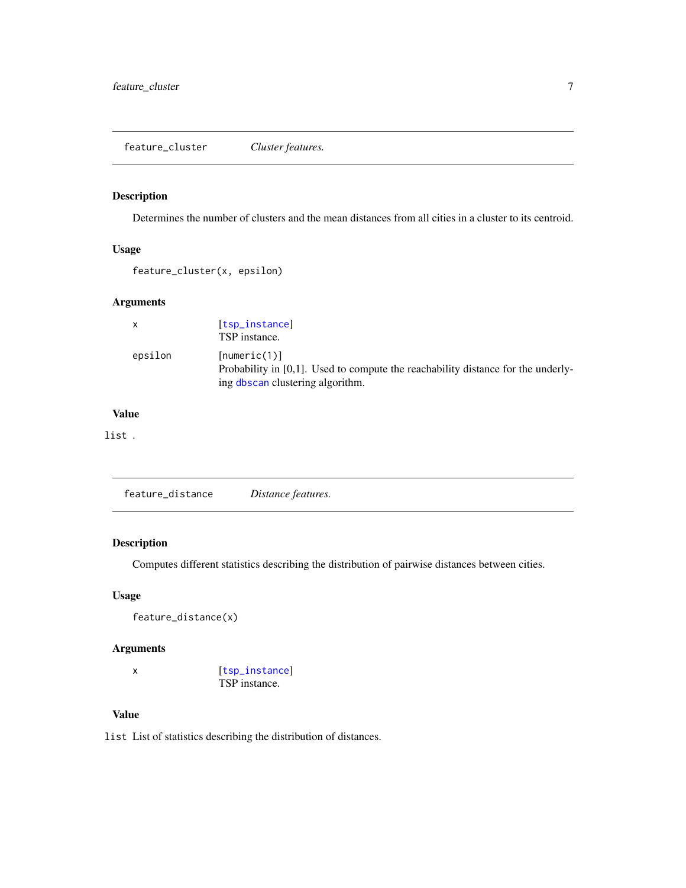## feature_cluster — *Cluster features.*

### Description

Determines the number of clusters and the mean distances from all cities in a cluster to its centroid.

### Usage

```
feature_cluster(x, epsilon)
```

### Arguments

| | |
|---|---|
| x | [tsp_instance] TSP instance. |
| epsilon | [numeric(1)] Probability in [0,1]. Used to compute the reachability distance for the underlying dbscan clustering algorithm. |

### Value

list .

## feature_distance — *Distance features.*

### Description

Computes different statistics describing the distribution of pairwise distances between cities.

### Usage

```
feature_distance(x)
```

### Arguments

| | |
|---|---|
| x | [tsp_instance] TSP instance. |

### Value

list List of statistics describing the distribution of distances.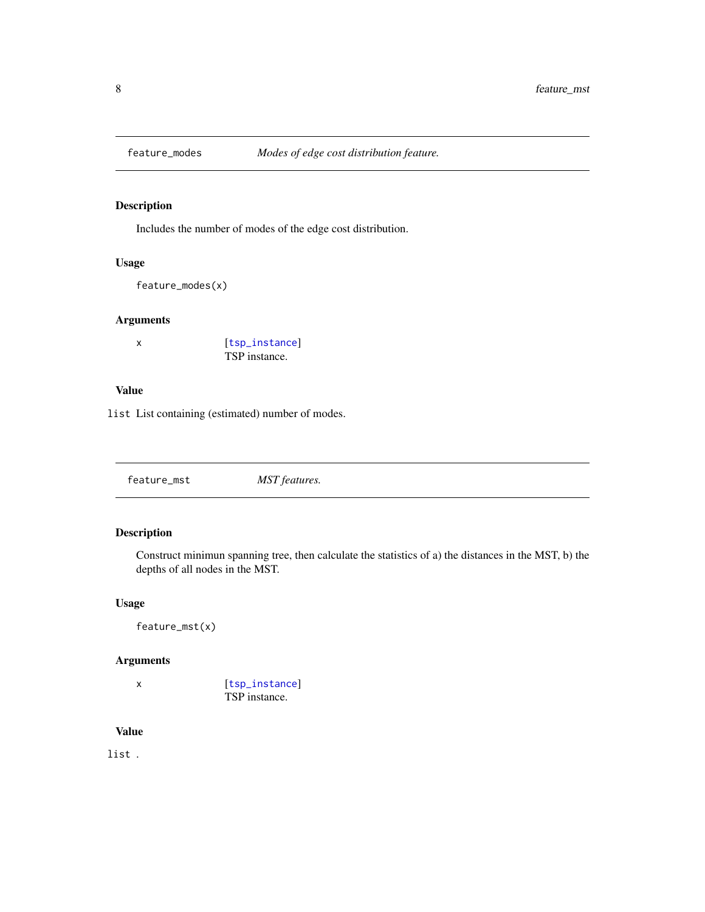## feature_modes — *Modes of edge cost distribution feature.*

### Description

Includes the number of modes of the edge cost distribution.

### Usage

```
feature_modes(x)
```

### Arguments

| | |
|---|---|
| x | [tsp_instance] TSP instance. |

### Value

list List containing (estimated) number of modes.

## feature_mst — *MST features.*

### Description

Construct minimun spanning tree, then calculate the statistics of a) the distances in the MST, b) the depths of all nodes in the MST.

### Usage

```
feature_mst(x)
```

### Arguments

| | |
|---|---|
| x | [tsp_instance] TSP instance. |

### Value

list .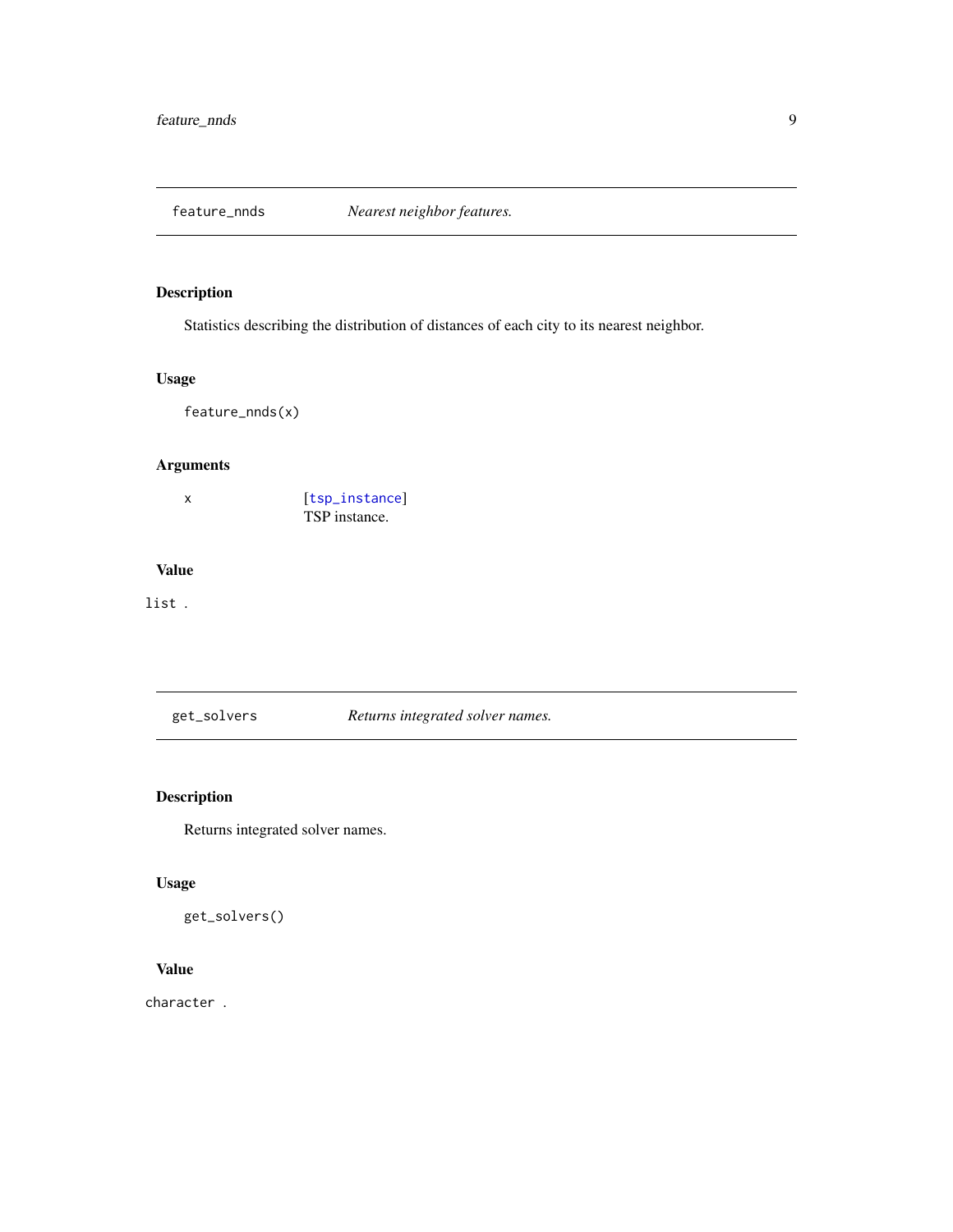## feature_nnds — *Nearest neighbor features.*

### Description

Statistics describing the distribution of distances of each city to its nearest neighbor.

### Usage

```
feature_nnds(x)
```

### Arguments

| | |
|---|---|
| x | [tsp_instance] TSP instance. |

### Value

list .

## get_solvers — *Returns integrated solver names.*

### Description

Returns integrated solver names.

### Usage

```
get_solvers()
```

### Value

character .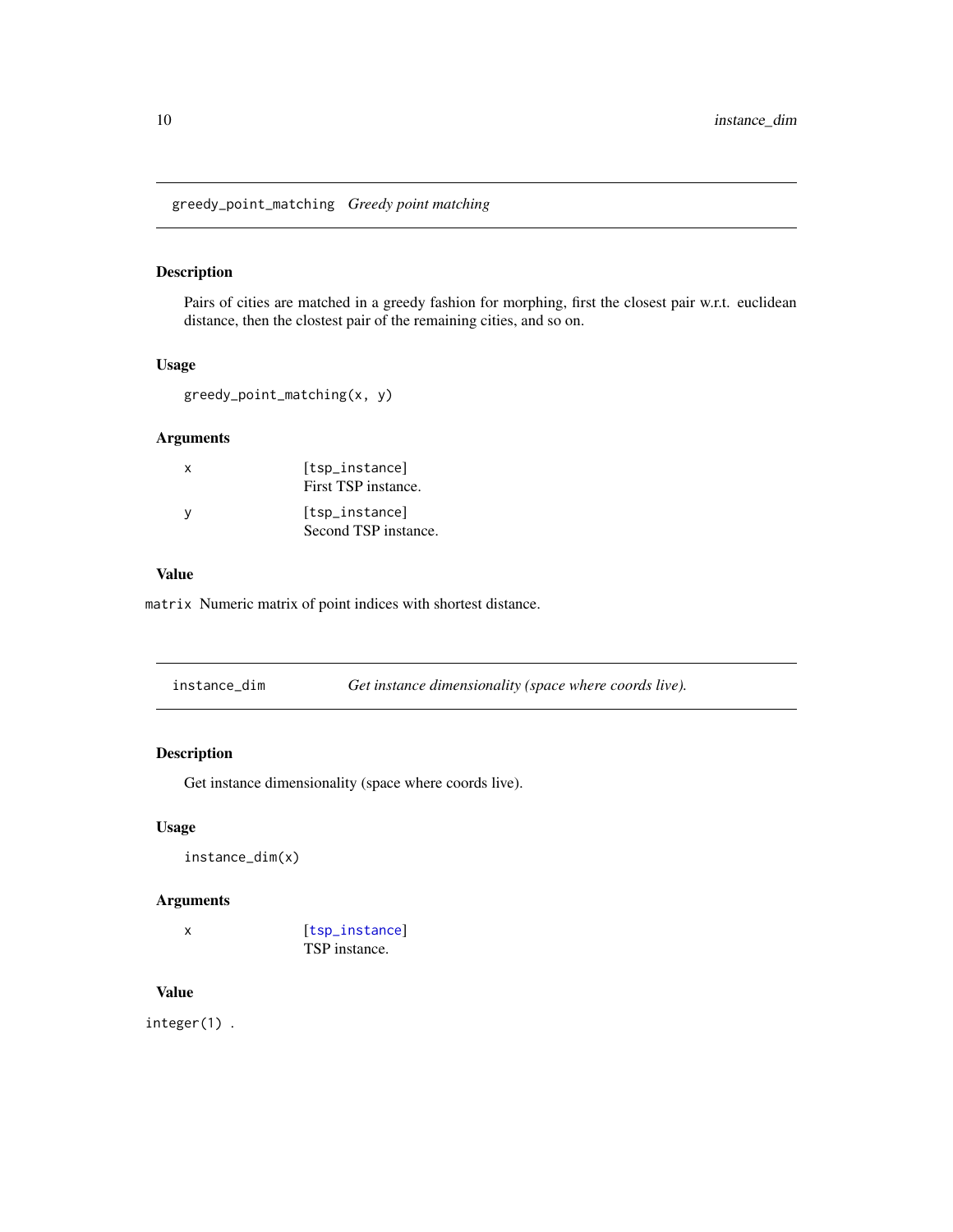## greedy_point_matching *Greedy point matching*

### Description

Pairs of cities are matched in a greedy fashion for morphing, first the closest pair w.r.t. euclidean distance, then the clostest pair of the remaining cities, and so on.

### Usage

```
greedy_point_matching(x, y)
```

### Arguments

| | |
|---|---|
| x | [tsp_instance] First TSP instance. |
| y | [tsp_instance] Second TSP instance. |

### Value

`matrix` Numeric matrix of point indices with shortest distance.

## instance_dim *Get instance dimensionality (space where coords live).*

### Description

Get instance dimensionality (space where coords live).

### Usage

```
instance_dim(x)
```

### Arguments

| | |
|---|---|
| x | [tsp_instance] TSP instance. |

### Value

`integer(1)` .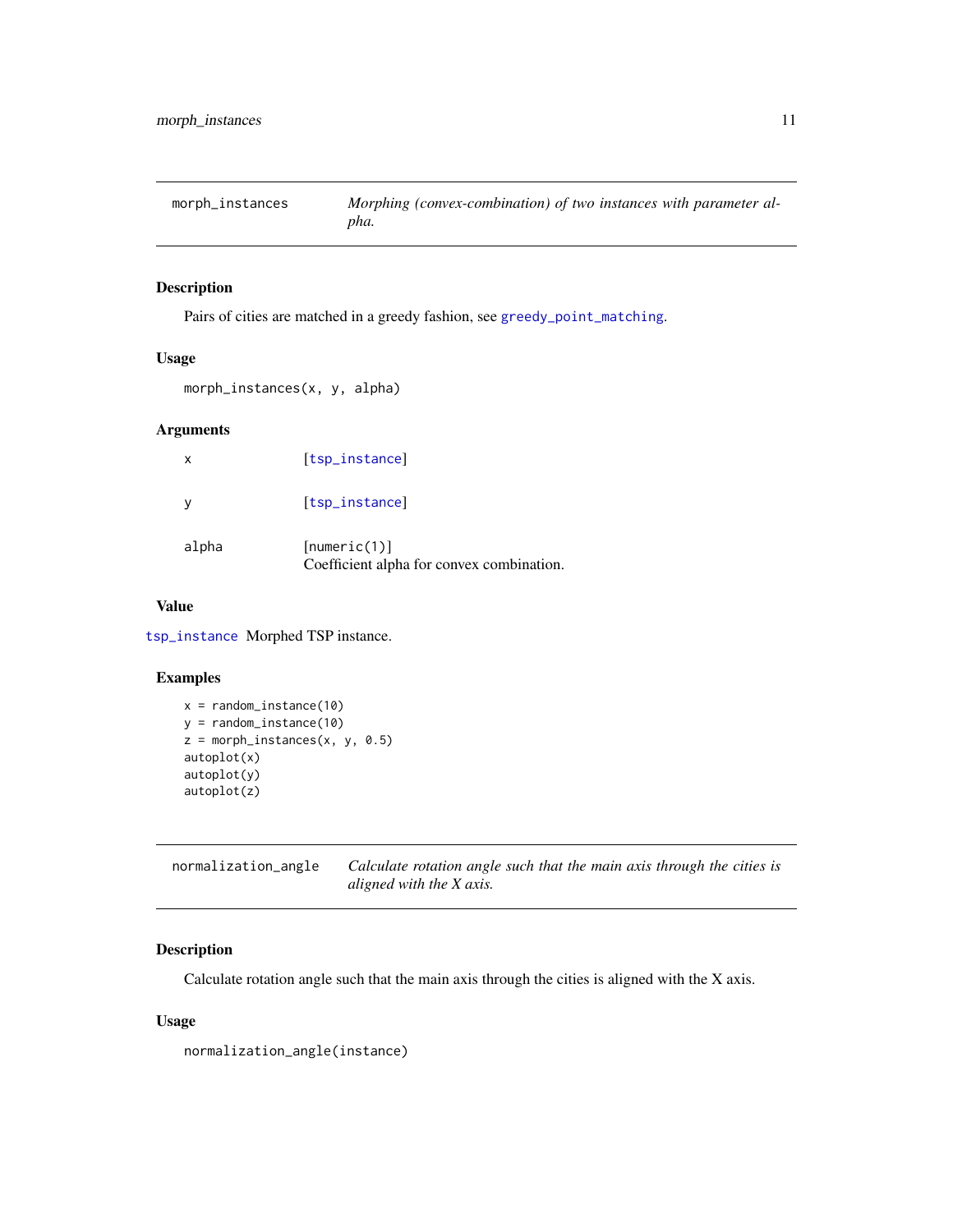## morph_instances

*Morphing (convex-combination) of two instances with parameter alpha.*

### Description

Pairs of cities are matched in a greedy fashion, see greedy_point_matching.

### Usage

```
morph_instances(x, y, alpha)
```

### Arguments

| | |
|---|---|
| x | [tsp_instance] |
| y | [tsp_instance] |
| alpha | [numeric(1)] Coefficient alpha for convex combination. |

### Value

tsp_instance Morphed TSP instance.

### Examples

```
x = random_instance(10)
y = random_instance(10)
z = morph_instances(x, y, 0.5)
autoplot(x)
autoplot(y)
autoplot(z)
```

## normalization_angle

*Calculate rotation angle such that the main axis through the cities is aligned with the X axis.*

### Description

Calculate rotation angle such that the main axis through the cities is aligned with the X axis.

### Usage

```
normalization_angle(instance)
```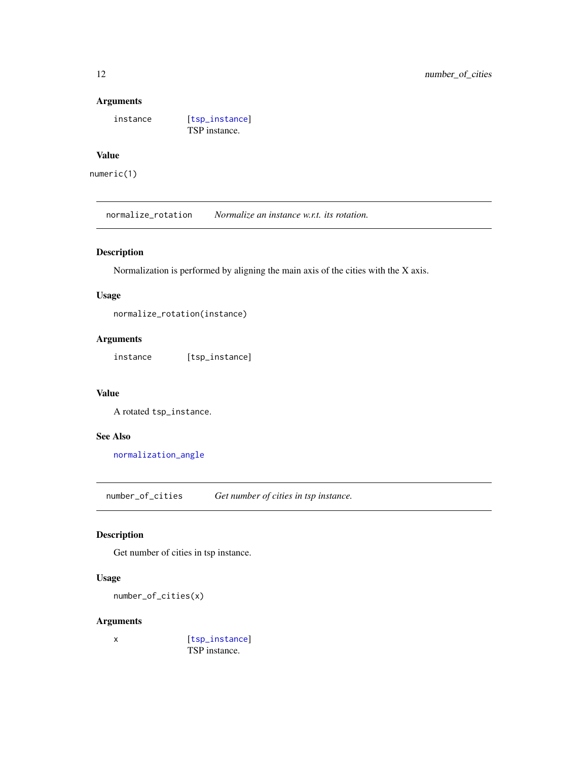### Arguments

| | |
|---|---|
| instance | [tsp_instance] TSP instance. |

### Value

numeric(1)

---

## normalize_rotation — *Normalize an instance w.r.t. its rotation.*

### Description

Normalization is performed by aligning the main axis of the cities with the X axis.

### Usage

```
normalize_rotation(instance)
```

### Arguments

| | |
|---|---|
| instance | [tsp_instance] |

### Value

A rotated `tsp_instance`.

### See Also

normalization_angle

---

## number_of_cities — *Get number of cities in tsp instance.*

### Description

Get number of cities in tsp instance.

### Usage

```
number_of_cities(x)
```

### Arguments

| | |
|---|---|
| x | [tsp_instance] TSP instance. |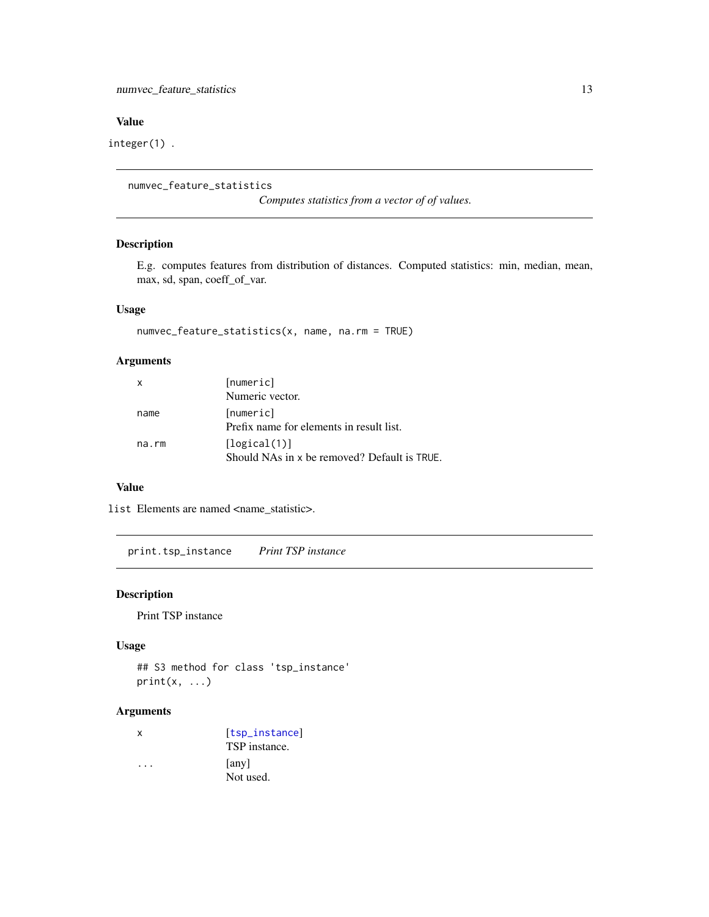## Value

`integer(1)` .

---

## numvec_feature_statistics

*Computes statistics from a vector of of values.*

### Description

E.g. computes features from distribution of distances. Computed statistics: min, median, mean, max, sd, span, coeff_of_var.

### Usage

```
numvec_feature_statistics(x, name, na.rm = TRUE)
```

### Arguments

| | |
|---|---|
| `x` | `[numeric]` Numeric vector. |
| `name` | `[numeric]` Prefix name for elements in result list. |
| `na.rm` | `[logical(1)]` Should NAs in x be removed? Default is `TRUE`. |

### Value

`list` Elements are named <name_statistic>.

---

## print.tsp_instance

*Print TSP instance*

### Description

Print TSP instance

### Usage

```
## S3 method for class 'tsp_instance'
print(x, ...)
```

### Arguments

| | |
|---|---|
| `x` | `[tsp_instance]` TSP instance. |
| `...` | [any] Not used. |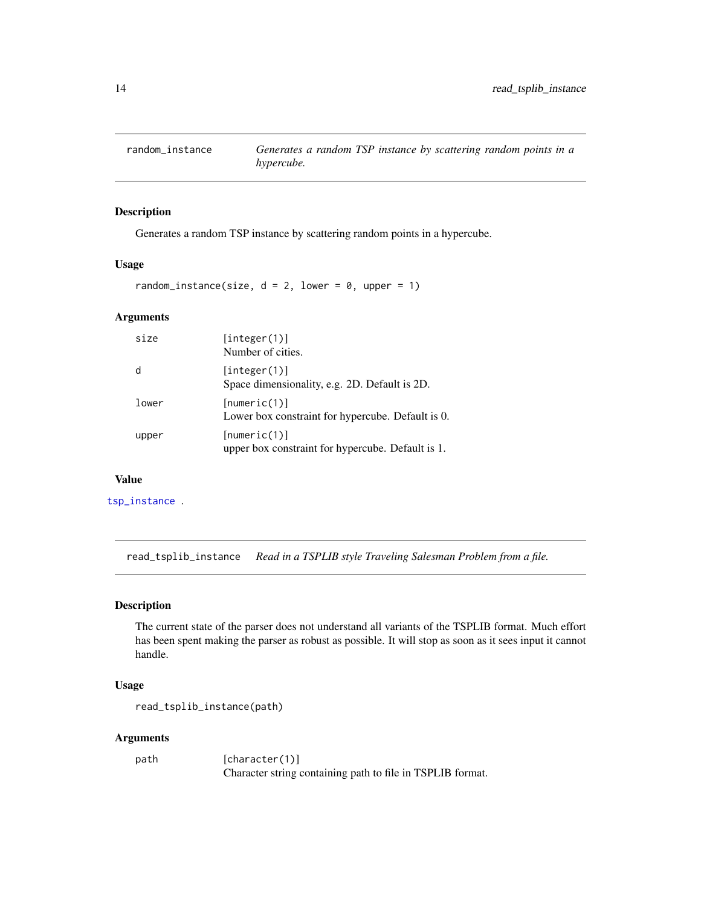## random_instance — *Generates a random TSP instance by scattering random points in a hypercube.*

### Description

Generates a random TSP instance by scattering random points in a hypercube.

### Usage

```
random_instance(size, d = 2, lower = 0, upper = 1)
```

### Arguments

| | |
|---|---|
| size | [integer(1)] Number of cities. |
| d | [integer(1)] Space dimensionality, e.g. 2D. Default is 2D. |
| lower | [numeric(1)] Lower box constraint for hypercube. Default is 0. |
| upper | [numeric(1)] upper box constraint for hypercube. Default is 1. |

### Value

tsp_instance .

## read_tsplib_instance — *Read in a TSPLIB style Traveling Salesman Problem from a file.*

### Description

The current state of the parser does not understand all variants of the TSPLIB format. Much effort has been spent making the parser as robust as possible. It will stop as soon as it sees input it cannot handle.

### Usage

```
read_tsplib_instance(path)
```

### Arguments

| | |
|---|---|
| path | [character(1)] Character string containing path to file in TSPLIB format. |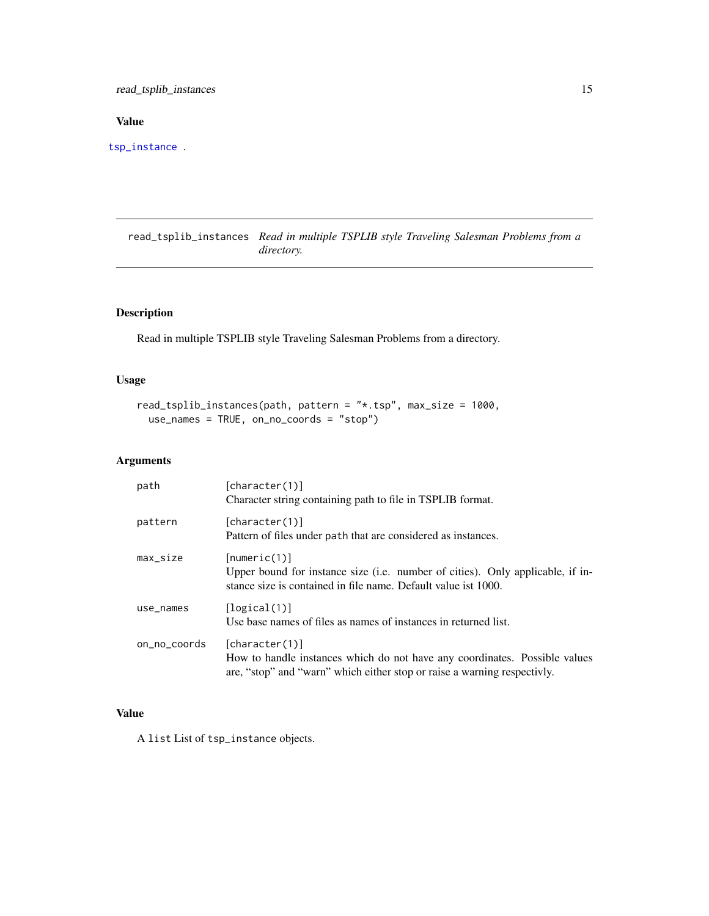## Value

tsp_instance .

---

## read_tsplib_instances *Read in multiple TSPLIB style Traveling Salesman Problems from a directory.*

### Description

Read in multiple TSPLIB style Traveling Salesman Problems from a directory.

### Usage

```
read_tsplib_instances(path, pattern = "*.tsp", max_size = 1000,
  use_names = TRUE, on_no_coords = "stop")
```

### Arguments

| | |
|---|---|
| path | [character(1)] Character string containing path to file in TSPLIB format. |
| pattern | [character(1)] Pattern of files under path that are considered as instances. |
| max_size | [numeric(1)] Upper bound for instance size (i.e. number of cities). Only applicable, if instance size is contained in file name. Default value ist 1000. |
| use_names | [logical(1)] Use base names of files as names of instances in returned list. |
| on_no_coords | [character(1)] How to handle instances which do not have any coordinates. Possible values are, "stop" and "warn" which either stop or raise a warning respectivly. |

### Value

A list List of tsp_instance objects.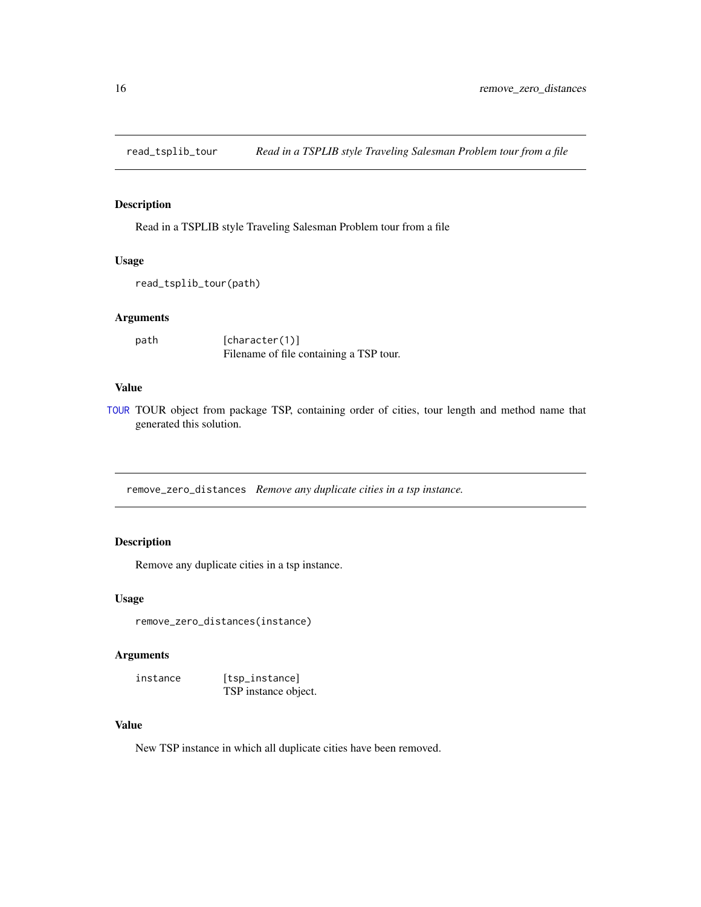## read_tsplib_tour — *Read in a TSPLIB style Traveling Salesman Problem tour from a file*

### Description

Read in a TSPLIB style Traveling Salesman Problem tour from a file

### Usage

```
read_tsplib_tour(path)
```

### Arguments

| | |
|---|---|
| path | [character(1)]<br>Filename of file containing a TSP tour. |

### Value

TOUR TOUR object from package TSP, containing order of cities, tour length and method name that generated this solution.

## remove_zero_distances — *Remove any duplicate cities in a tsp instance.*

### Description

Remove any duplicate cities in a tsp instance.

### Usage

```
remove_zero_distances(instance)
```

### Arguments

| | |
|---|---|
| instance | [tsp_instance]<br>TSP instance object. |

### Value

New TSP instance in which all duplicate cities have been removed.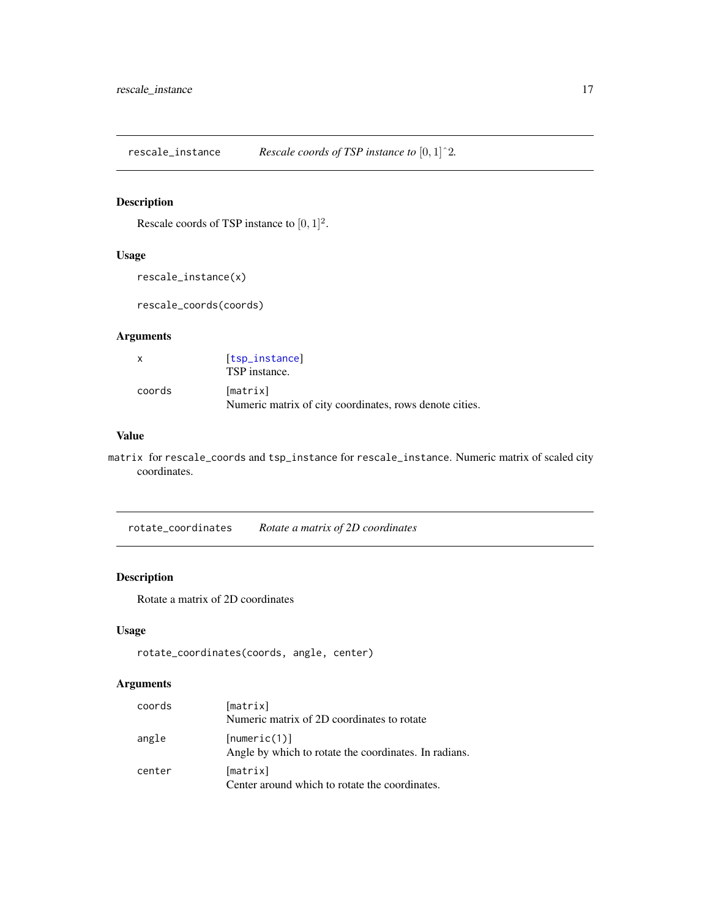## rescale_instance — *Rescale coords of TSP instance to $[0,1]$^2.*

### Description

Rescale coords of TSP instance to $[0,1]^2$.

### Usage

```
rescale_instance(x)

rescale_coords(coords)
```

### Arguments

| | |
|---|---|
| x | [tsp_instance]<br>TSP instance. |
| coords | [matrix]<br>Numeric matrix of city coordinates, rows denote cities. |

### Value

matrix for rescale_coords and tsp_instance for rescale_instance. Numeric matrix of scaled city coordinates.

## rotate_coordinates — *Rotate a matrix of 2D coordinates*

### Description

Rotate a matrix of 2D coordinates

### Usage

```
rotate_coordinates(coords, angle, center)
```

### Arguments

| | |
|---|---|
| coords | [matrix]<br>Numeric matrix of 2D coordinates to rotate |
| angle | [numeric(1)]<br>Angle by which to rotate the coordinates. In radians. |
| center | [matrix]<br>Center around which to rotate the coordinates. |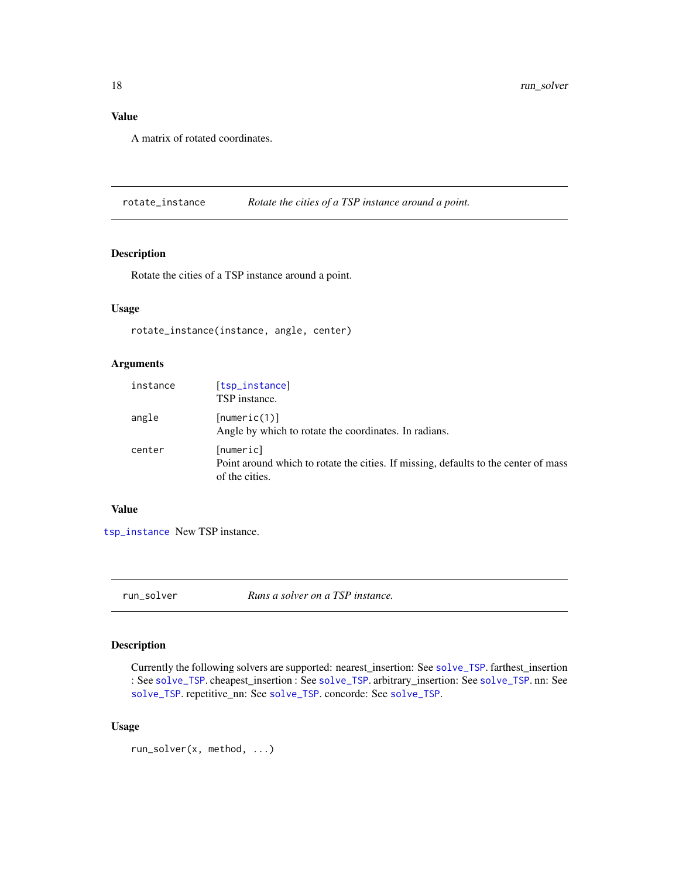### Value

A matrix of rotated coordinates.

---

## rotate_instance — *Rotate the cities of a TSP instance around a point.*

### Description

Rotate the cities of a TSP instance around a point.

### Usage

```
rotate_instance(instance, angle, center)
```

### Arguments

| | |
|---|---|
| instance | [tsp_instance]<br>TSP instance. |
| angle | [numeric(1)]<br>Angle by which to rotate the coordinates. In radians. |
| center | [numeric]<br>Point around which to rotate the cities. If missing, defaults to the center of mass of the cities. |

### Value

tsp_instance New TSP instance.

---

## run_solver — *Runs a solver on a TSP instance.*

### Description

Currently the following solvers are supported: nearest_insertion: See solve_TSP. farthest_insertion : See solve_TSP. cheapest_insertion : See solve_TSP. arbitrary_insertion: See solve_TSP. nn: See solve_TSP. repetitive_nn: See solve_TSP. concorde: See solve_TSP.

### Usage

```
run_solver(x, method, ...)
```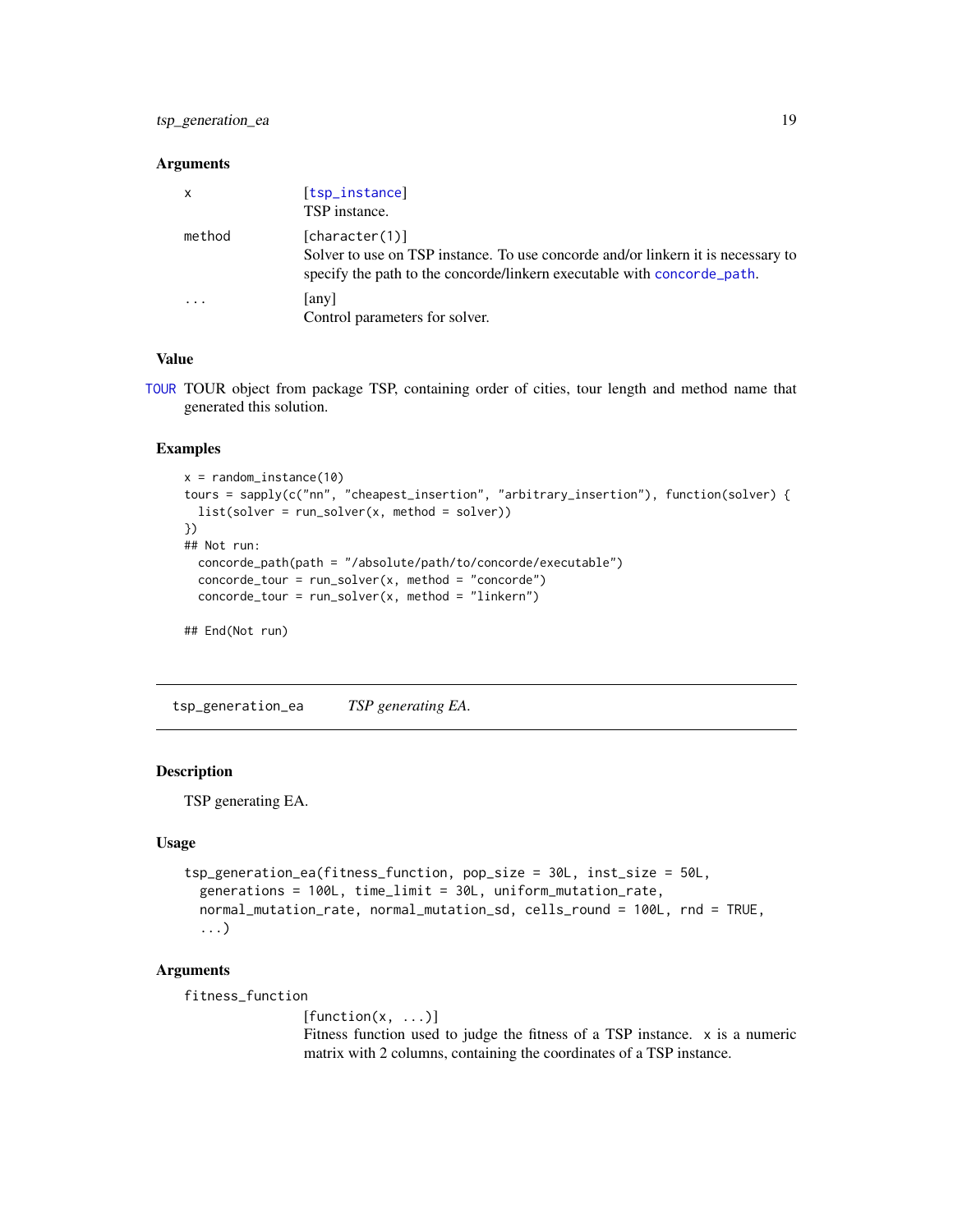### Arguments

| | |
|---|---|
| x | [tsp_instance]<br>TSP instance. |
| method | [character(1)]<br>Solver to use on TSP instance. To use concorde and/or linkern it is necessary to specify the path to the concorde/linkern executable with concorde_path. |
| ... | [any]<br>Control parameters for solver. |

### Value

TOUR TOUR object from package TSP, containing order of cities, tour length and method name that generated this solution.

### Examples

```
x = random_instance(10)
tours = sapply(c("nn", "cheapest_insertion", "arbitrary_insertion"), function(solver) {
  list(solver = run_solver(x, method = solver))
})
## Not run:
  concorde_path(path = "/absolute/path/to/concorde/executable")
  concorde_tour = run_solver(x, method = "concorde")
  concorde_tour = run_solver(x, method = "linkern")

## End(Not run)
```

---

## tsp_generation_ea    *TSP generating EA.*

### Description

TSP generating EA.

### Usage

```
tsp_generation_ea(fitness_function, pop_size = 30L, inst_size = 50L,
  generations = 100L, time_limit = 30L, uniform_mutation_rate,
  normal_mutation_rate, normal_mutation_sd, cells_round = 100L, rnd = TRUE,
  ...)
```

### Arguments

fitness_function
: [function(x, ...)]
Fitness function used to judge the fitness of a TSP instance. x is a numeric matrix with 2 columns, containing the coordinates of a TSP instance.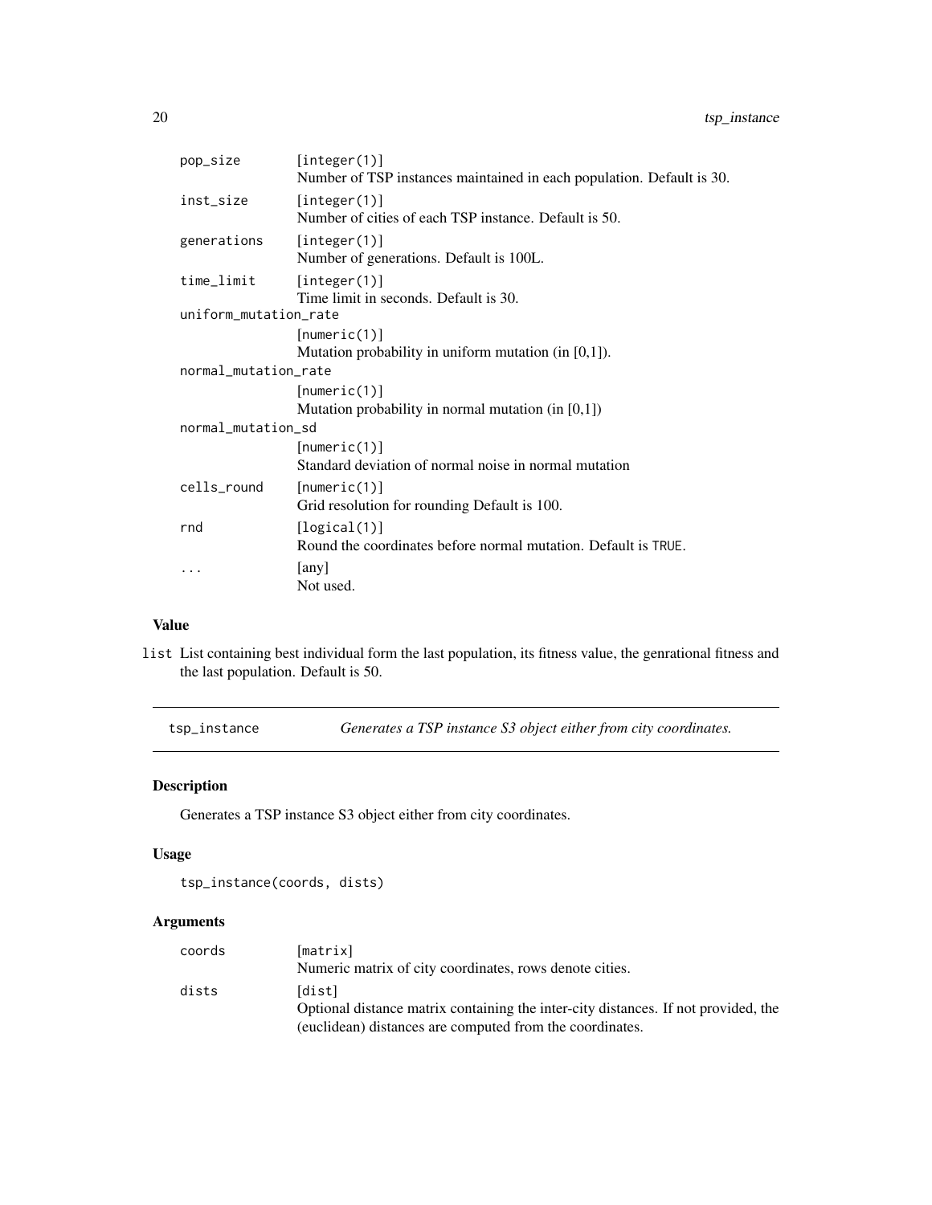| | |
|---|---|
| pop_size | [integer(1)]<br>Number of TSP instances maintained in each population. Default is 30. |
| inst_size | [integer(1)]<br>Number of cities of each TSP instance. Default is 50. |
| generations | [integer(1)]<br>Number of generations. Default is 100L. |
| time_limit | [integer(1)]<br>Time limit in seconds. Default is 30. |
| uniform_mutation_rate | [numeric(1)]<br>Mutation probability in uniform mutation (in [0,1]). |
| normal_mutation_rate | [numeric(1)]<br>Mutation probability in normal mutation (in [0,1]) |
| normal_mutation_sd | [numeric(1)]<br>Standard deviation of normal noise in normal mutation |
| cells_round | [numeric(1)]<br>Grid resolution for rounding Default is 100. |
| rnd | [logical(1)]<br>Round the coordinates before normal mutation. Default is TRUE. |
| ... | [any]<br>Not used. |

### Value

list List containing best individual form the last population, its fitness value, the genrational fitness and the last population. Default is 50.

---

## tsp_instance *Generates a TSP instance S3 object either from city coordinates.*

### Description

Generates a TSP instance S3 object either from city coordinates.

### Usage

```
tsp_instance(coords, dists)
```

### Arguments

| | |
|---|---|
| coords | [matrix]<br>Numeric matrix of city coordinates, rows denote cities. |
| dists | [dist]<br>Optional distance matrix containing the inter-city distances. If not provided, the (euclidean) distances are computed from the coordinates. |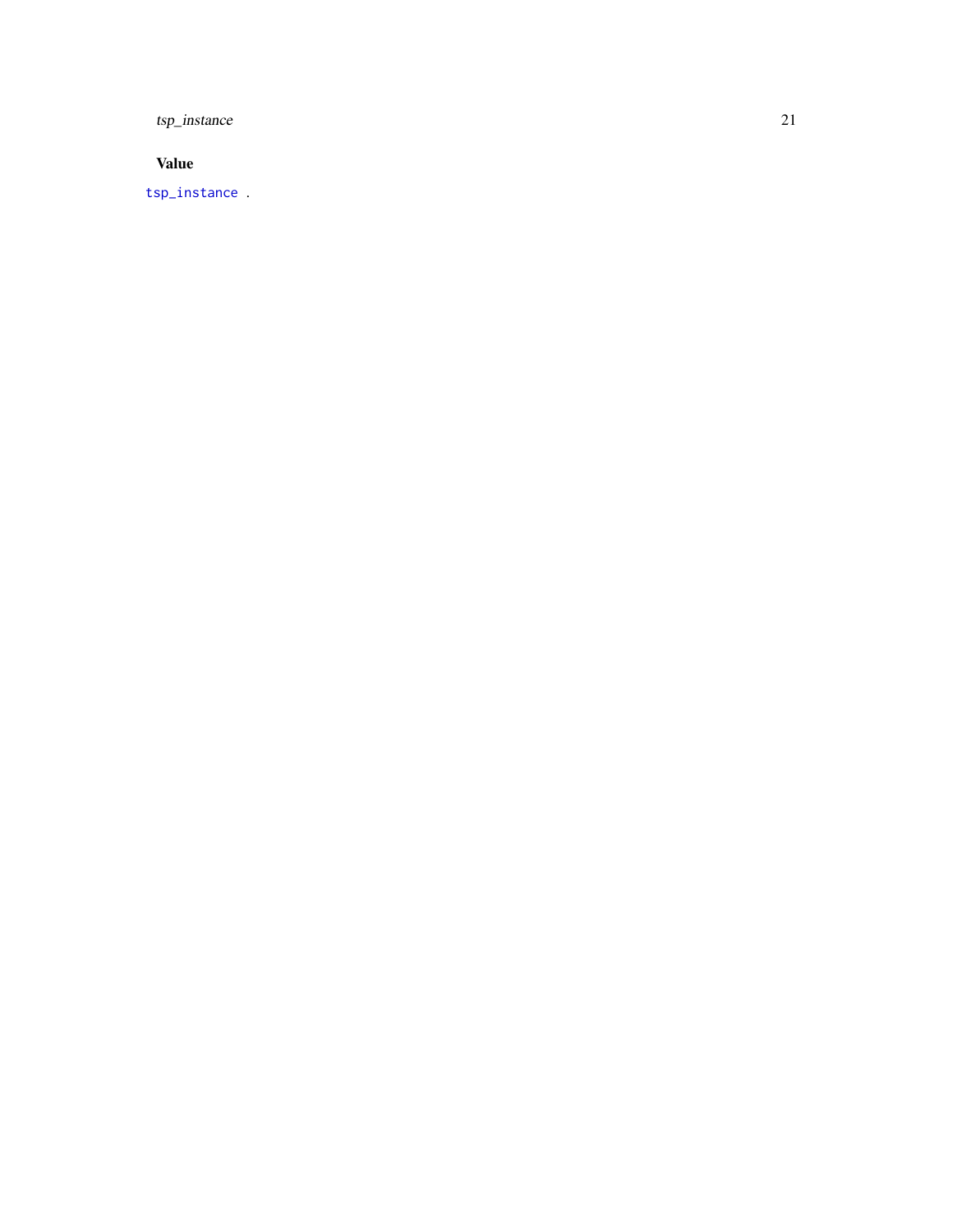### Value

`tsp_instance` .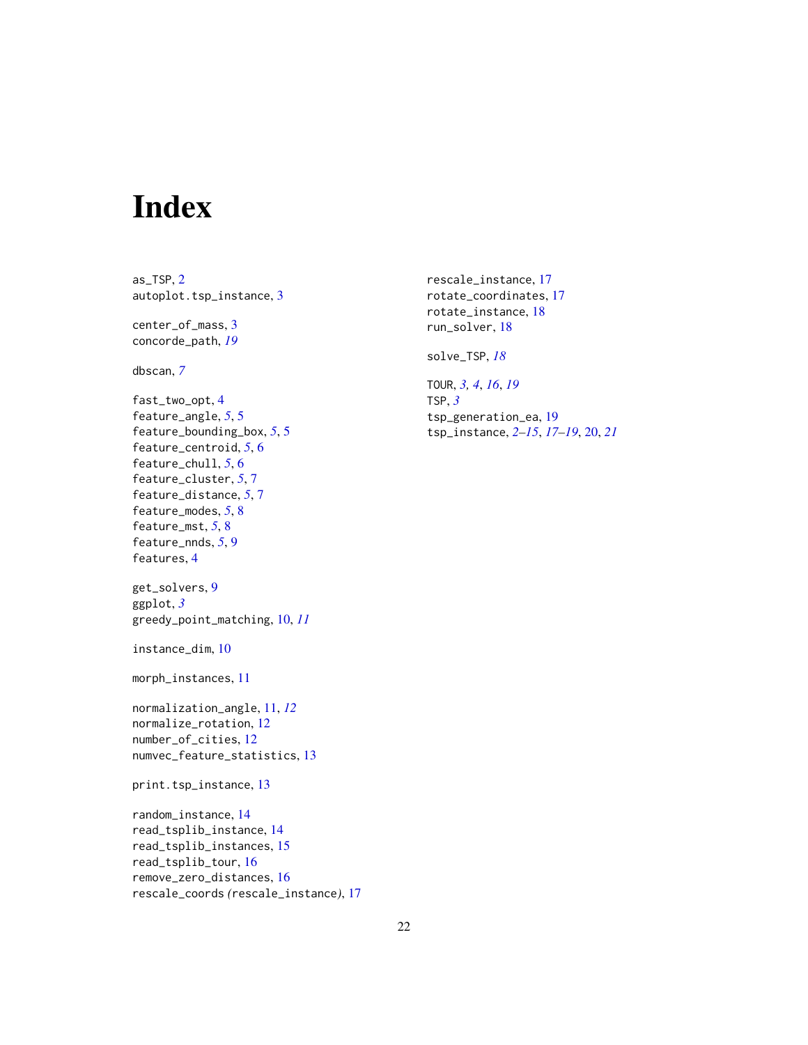# Index

as_TSP, 2
autoplot.tsp_instance, 3

center_of_mass, 3
concorde_path, *19*

dbscan, *7*

fast_two_opt, 4
feature_angle, *5*, 5
feature_bounding_box, *5*, 5
feature_centroid, *5*, 6
feature_chull, *5*, 6
feature_cluster, *5*, 7
feature_distance, *5*, 7
feature_modes, *5*, 8
feature_mst, *5*, 8
feature_nnds, *5*, 9
features, 4

get_solvers, 9
ggplot, *3*
greedy_point_matching, 10, *11*

instance_dim, 10

morph_instances, 11

normalization_angle, 11, *12*
normalize_rotation, 12
number_of_cities, 12
numvec_feature_statistics, 13

print.tsp_instance, 13

random_instance, 14
read_tsplib_instance, 14
read_tsplib_instances, 15
read_tsplib_tour, 16
remove_zero_distances, 16
rescale_coords *(*rescale_instance*)*, 17
rescale_instance, 17
rotate_coordinates, 17
rotate_instance, 18
run_solver, 18

solve_TSP, *18*

TOUR, *3, 4*, *16*, *19*
TSP, *3*
tsp_generation_ea, 19
tsp_instance, *2–15*, *17–19*, 20, *21*